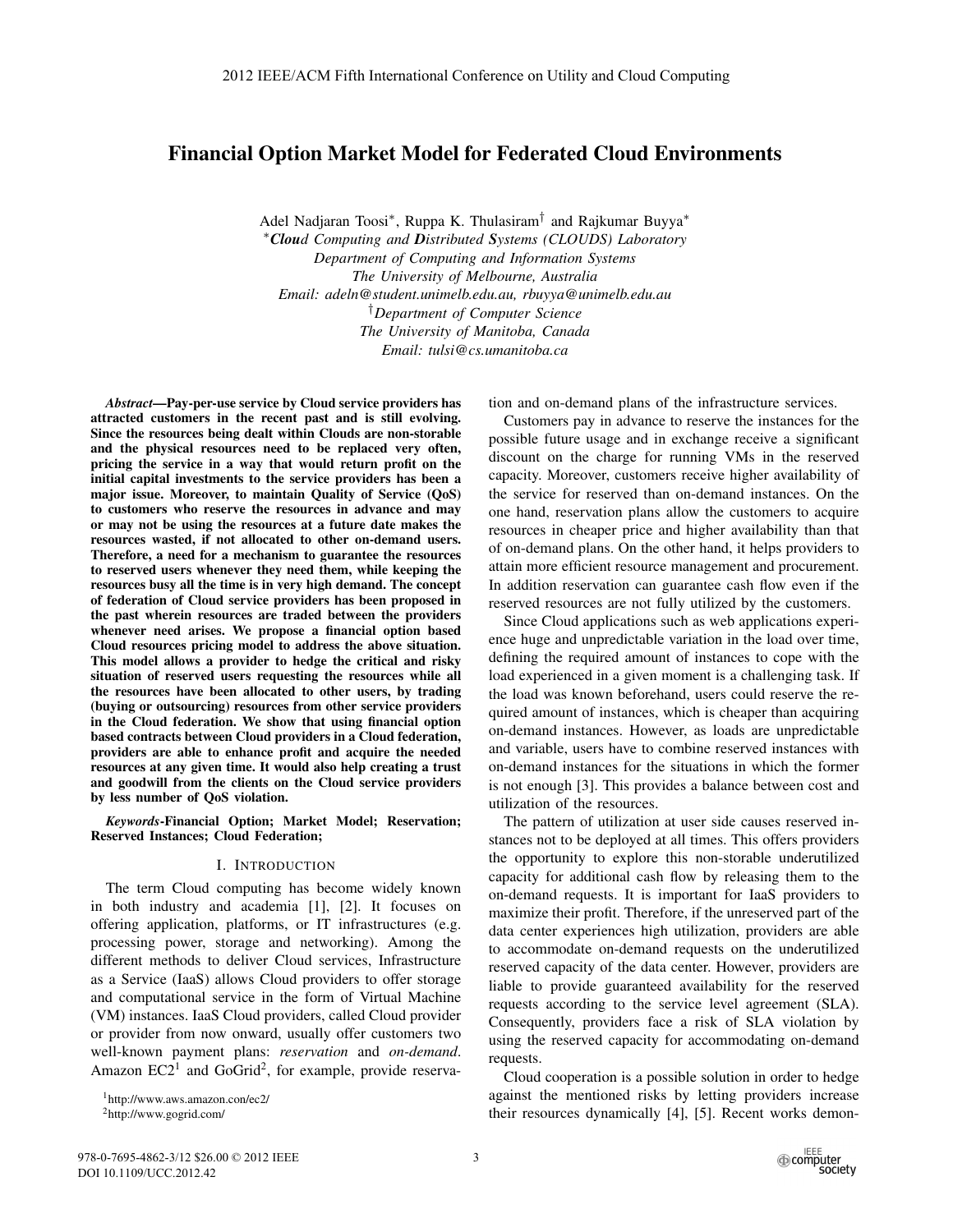# Financial Option Market Model for Federated Cloud Environments

Adel Nadjaran Toosi[*], Ruppa K. Thulasiram[†] and Rajkumar Buyya[*]

[*]*Cloud Computing and Distributed Systems (CLOUDS) Laboratory*
*Department of Computing and Information Systems*
*The University of Melbourne, Australia*
*Email: adeln@student.unimelb.edu.au, rbuyya@unimelb.edu.au*

[†]*Department of Computer Science*
*The University of Manitoba, Canada*
*Email: tulsi@cs.umanitoba.ca*

***Abstract*—Pay-per-use service by Cloud service providers has attracted customers in the recent past and is still evolving. Since the resources being dealt within Clouds are non-storable and the physical resources need to be replaced very often, pricing the service in a way that would return profit on the initial capital investments to the service providers has been a major issue. Moreover, to maintain Quality of Service (QoS) to customers who reserve the resources in advance and may or may not be using the resources at a future date makes the resources wasted, if not allocated to other on-demand users. Therefore, a need for a mechanism to guarantee the resources to reserved users whenever they need them, while keeping the resources busy all the time is in very high demand. The concept of federation of Cloud service providers has been proposed in the past wherein resources are traded between the providers whenever need arises. We propose a financial option based Cloud resources pricing model to address the above situation. This model allows a provider to hedge the critical and risky situation of reserved users requesting the resources while all the resources have been allocated to other users, by trading (buying or outsourcing) resources from other service providers in the Cloud federation. We show that using financial option based contracts between Cloud providers in a Cloud federation, providers are able to enhance profit and acquire the needed resources at any given time. It would also help creating a trust and goodwill from the clients on the Cloud service providers by less number of QoS violation.**

***Keywords*-Financial Option; Market Model; Reservation; Reserved Instances; Cloud Federation;**

## I. Introduction

The term Cloud computing has become widely known in both industry and academia [1], [2]. It focuses on offering application, platforms, or IT infrastructures (e.g. processing power, storage and networking). Among the different methods to deliver Cloud services, Infrastructure as a Service (IaaS) allows Cloud providers to offer storage and computational service in the form of Virtual Machine (VM) instances. IaaS Cloud providers, called Cloud provider or provider from now onward, usually offer customers two well-known payment plans: *reservation* and *on-demand*. Amazon EC2[1] and GoGrid[2], for example, provide reservation and on-demand plans of the infrastructure services.

Customers pay in advance to reserve the instances for the possible future usage and in exchange receive a significant discount on the charge for running VMs in the reserved capacity. Moreover, customers receive higher availability of the service for reserved than on-demand instances. On the one hand, reservation plans allow the customers to acquire resources in cheaper price and higher availability than that of on-demand plans. On the other hand, it helps providers to attain more efficient resource management and procurement. In addition reservation can guarantee cash flow even if the reserved resources are not fully utilized by the customers.

Since Cloud applications such as web applications experience huge and unpredictable variation in the load over time, defining the required amount of instances to cope with the load experienced in a given moment is a challenging task. If the load was known beforehand, users could reserve the required amount of instances, which is cheaper than acquiring on-demand instances. However, as loads are unpredictable and variable, users have to combine reserved instances with on-demand instances for the situations in which the former is not enough [3]. This provides a balance between cost and utilization of the resources.

The pattern of utilization at user side causes reserved instances not to be deployed at all times. This offers providers the opportunity to explore this non-storable underutilized capacity for additional cash flow by releasing them to the on-demand requests. It is important for IaaS providers to maximize their profit. Therefore, if the unreserved part of the data center experiences high utilization, providers are able to accommodate on-demand requests on the underutilized reserved capacity of the data center. However, providers are liable to provide guaranteed availability for the reserved requests according to the service level agreement (SLA). Consequently, providers face a risk of SLA violation by using the reserved capacity for accommodating on-demand requests.

Cloud cooperation is a possible solution in order to hedge against the mentioned risks by letting providers increase their resources dynamically [4], [5]. Recent works demon-

[1]http://www.aws.amazon.con/ec2/

[2]http://www.gogrid.com/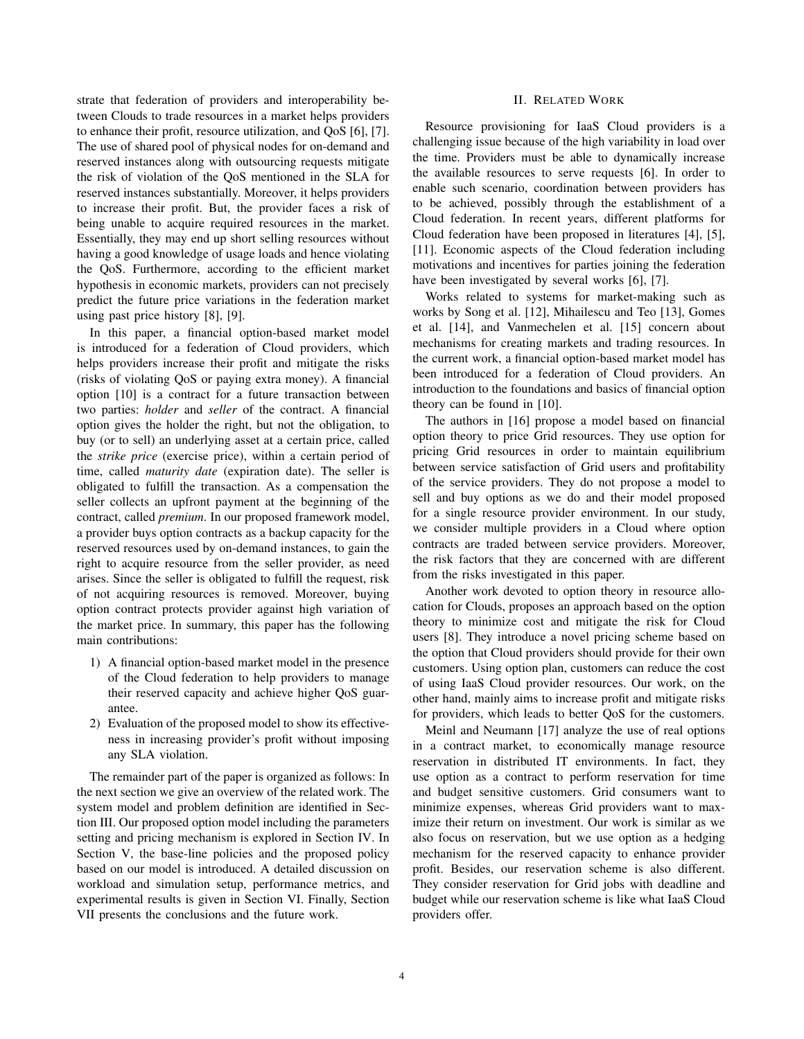strate that federation of providers and interoperability between Clouds to trade resources in a market helps providers to enhance their profit, resource utilization, and QoS [6], [7]. The use of shared pool of physical nodes for on-demand and reserved instances along with outsourcing requests mitigate the risk of violation of the QoS mentioned in the SLA for reserved instances substantially. Moreover, it helps providers to increase their profit. But, the provider faces a risk of being unable to acquire required resources in the market. Essentially, they may end up short selling resources without having a good knowledge of usage loads and hence violating the QoS. Furthermore, according to the efficient market hypothesis in economic markets, providers can not precisely predict the future price variations in the federation market using past price history [8], [9].

In this paper, a financial option-based market model is introduced for a federation of Cloud providers, which helps providers increase their profit and mitigate the risks (risks of violating QoS or paying extra money). A financial option [10] is a contract for a future transaction between two parties: *holder* and *seller* of the contract. A financial option gives the holder the right, but not the obligation, to buy (or to sell) an underlying asset at a certain price, called the *strike price* (exercise price), within a certain period of time, called *maturity date* (expiration date). The seller is obligated to fulfill the transaction. As a compensation the seller collects an upfront payment at the beginning of the contract, called *premium*. In our proposed framework model, a provider buys option contracts as a backup capacity for the reserved resources used by on-demand instances, to gain the right to acquire resource from the seller provider, as need arises. Since the seller is obligated to fulfill the request, risk of not acquiring resources is removed. Moreover, buying option contract protects provider against high variation of the market price. In summary, this paper has the following main contributions:

1) A financial option-based market model in the presence of the Cloud federation to help providers to manage their reserved capacity and achieve higher QoS guarantee.
2) Evaluation of the proposed model to show its effectiveness in increasing provider's profit without imposing any SLA violation.

The remainder part of the paper is organized as follows: In the next section we give an overview of the related work. The system model and problem definition are identified in Section III. Our proposed option model including the parameters setting and pricing mechanism is explored in Section IV. In Section V, the base-line policies and the proposed policy based on our model is introduced. A detailed discussion on workload and simulation setup, performance metrics, and experimental results is given in Section VI. Finally, Section VII presents the conclusions and the future work.

## II. Related Work

Resource provisioning for IaaS Cloud providers is a challenging issue because of the high variability in load over the time. Providers must be able to dynamically increase the available resources to serve requests [6]. In order to enable such scenario, coordination between providers has to be achieved, possibly through the establishment of a Cloud federation. In recent years, different platforms for Cloud federation have been proposed in literatures [4], [5], [11]. Economic aspects of the Cloud federation including motivations and incentives for parties joining the federation have been investigated by several works [6], [7].

Works related to systems for market-making such as works by Song et al. [12], Mihailescu and Teo [13], Gomes et al. [14], and Vanmechelen et al. [15] concern about mechanisms for creating markets and trading resources. In the current work, a financial option-based market model has been introduced for a federation of Cloud providers. An introduction to the foundations and basics of financial option theory can be found in [10].

The authors in [16] propose a model based on financial option theory to price Grid resources. They use option for pricing Grid resources in order to maintain equilibrium between service satisfaction of Grid users and profitability of the service providers. They do not propose a model to sell and buy options as we do and their model proposed for a single resource provider environment. In our study, we consider multiple providers in a Cloud where option contracts are traded between service providers. Moreover, the risk factors that they are concerned with are different from the risks investigated in this paper.

Another work devoted to option theory in resource allocation for Clouds, proposes an approach based on the option theory to minimize cost and mitigate the risk for Cloud users [8]. They introduce a novel pricing scheme based on the option that Cloud providers should provide for their own customers. Using option plan, customers can reduce the cost of using IaaS Cloud provider resources. Our work, on the other hand, mainly aims to increase profit and mitigate risks for providers, which leads to better QoS for the customers.

Meinl and Neumann [17] analyze the use of real options in a contract market, to economically manage resource reservation in distributed IT environments. In fact, they use option as a contract to perform reservation for time and budget sensitive customers. Grid consumers want to minimize expenses, whereas Grid providers want to maximize their return on investment. Our work is similar as we also focus on reservation, but we use option as a hedging mechanism for the reserved capacity to enhance provider profit. Besides, our reservation scheme is also different. They consider reservation for Grid jobs with deadline and budget while our reservation scheme is like what IaaS Cloud providers offer.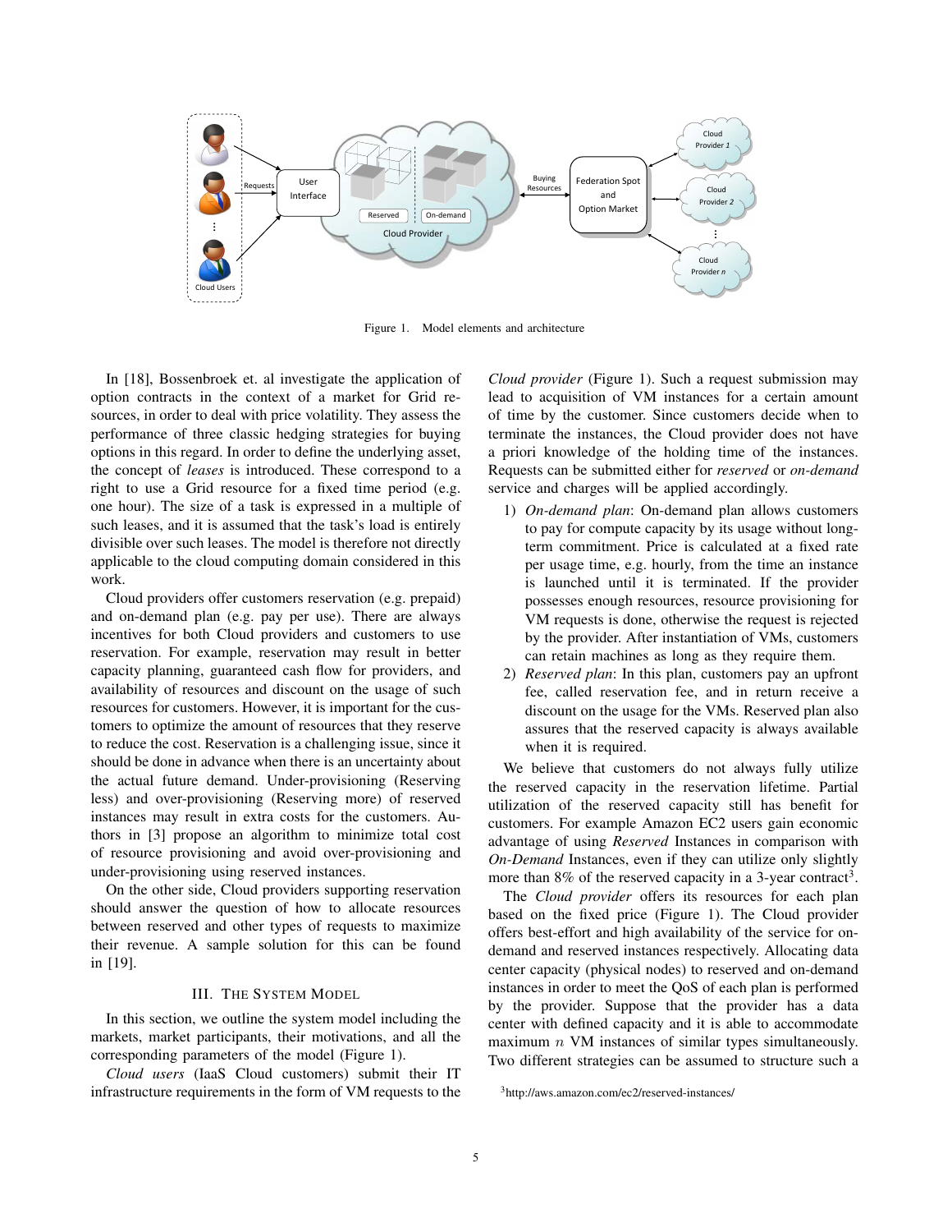Cloud Provider 1

Cloud Provider 2

Cloud Provider n

Federation Spot and Option Market

Buying Resources

Reserved

On-demand

Cloud Provider

User Interface

Requests

Cloud Users

Figure 1. Model elements and architecture

In [18], Bossenbroek et. al investigate the application of option contracts in the context of a market for Grid resources, in order to deal with price volatility. They assess the performance of three classic hedging strategies for buying options in this regard. In order to define the underlying asset, the concept of *leases* is introduced. These correspond to a right to use a Grid resource for a fixed time period (e.g. one hour). The size of a task is expressed in a multiple of such leases, and it is assumed that the task's load is entirely divisible over such leases. The model is therefore not directly applicable to the cloud computing domain considered in this work.

Cloud providers offer customers reservation (e.g. prepaid) and on-demand plan (e.g. pay per use). There are always incentives for both Cloud providers and customers to use reservation. For example, reservation may result in better capacity planning, guaranteed cash flow for providers, and availability of resources and discount on the usage of such resources for customers. However, it is important for the customers to optimize the amount of resources that they reserve to reduce the cost. Reservation is a challenging issue, since it should be done in advance when there is an uncertainty about the actual future demand. Under-provisioning (Reserving less) and over-provisioning (Reserving more) of reserved instances may result in extra costs for the customers. Authors in [3] propose an algorithm to minimize total cost of resource provisioning and avoid over-provisioning and under-provisioning using reserved instances.

On the other side, Cloud providers supporting reservation should answer the question of how to allocate resources between reserved and other types of requests to maximize their revenue. A sample solution for this can be found in [19].

## III. The System Model

In this section, we outline the system model including the markets, market participants, their motivations, and all the corresponding parameters of the model (Figure 1).

*Cloud users* (IaaS Cloud customers) submit their IT infrastructure requirements in the form of VM requests to the *Cloud provider* (Figure 1). Such a request submission may lead to acquisition of VM instances for a certain amount of time by the customer. Since customers decide when to terminate the instances, the Cloud provider does not have a priori knowledge of the holding time of the instances. Requests can be submitted either for *reserved* or *on-demand* service and charges will be applied accordingly.

1) *On-demand plan*: On-demand plan allows customers to pay for compute capacity by its usage without long-term commitment. Price is calculated at a fixed rate per usage time, e.g. hourly, from the time an instance is launched until it is terminated. If the provider possesses enough resources, resource provisioning for VM requests is done, otherwise the request is rejected by the provider. After instantiation of VMs, customers can retain machines as long as they require them.
2) *Reserved plan*: In this plan, customers pay an upfront fee, called reservation fee, and in return receive a discount on the usage for the VMs. Reserved plan also assures that the reserved capacity is always available when it is required.

We believe that customers do not always fully utilize the reserved capacity in the reservation lifetime. Partial utilization of the reserved capacity still has benefit for customers. For example Amazon EC2 users gain economic advantage of using *Reserved* Instances in comparison with *On-Demand* Instances, even if they can utilize only slightly more than 8% of the reserved capacity in a 3-year contract[3].

The *Cloud provider* offers its resources for each plan based on the fixed price (Figure 1). The Cloud provider offers best-effort and high availability of the service for on-demand and reserved instances respectively. Allocating data center capacity (physical nodes) to reserved and on-demand instances in order to meet the QoS of each plan is performed by the provider. Suppose that the provider has a data center with defined capacity and it is able to accommodate maximum $n$ VM instances of similar types simultaneously. Two different strategies can be assumed to structure such a

[3]http://aws.amazon.com/ec2/reserved-instances/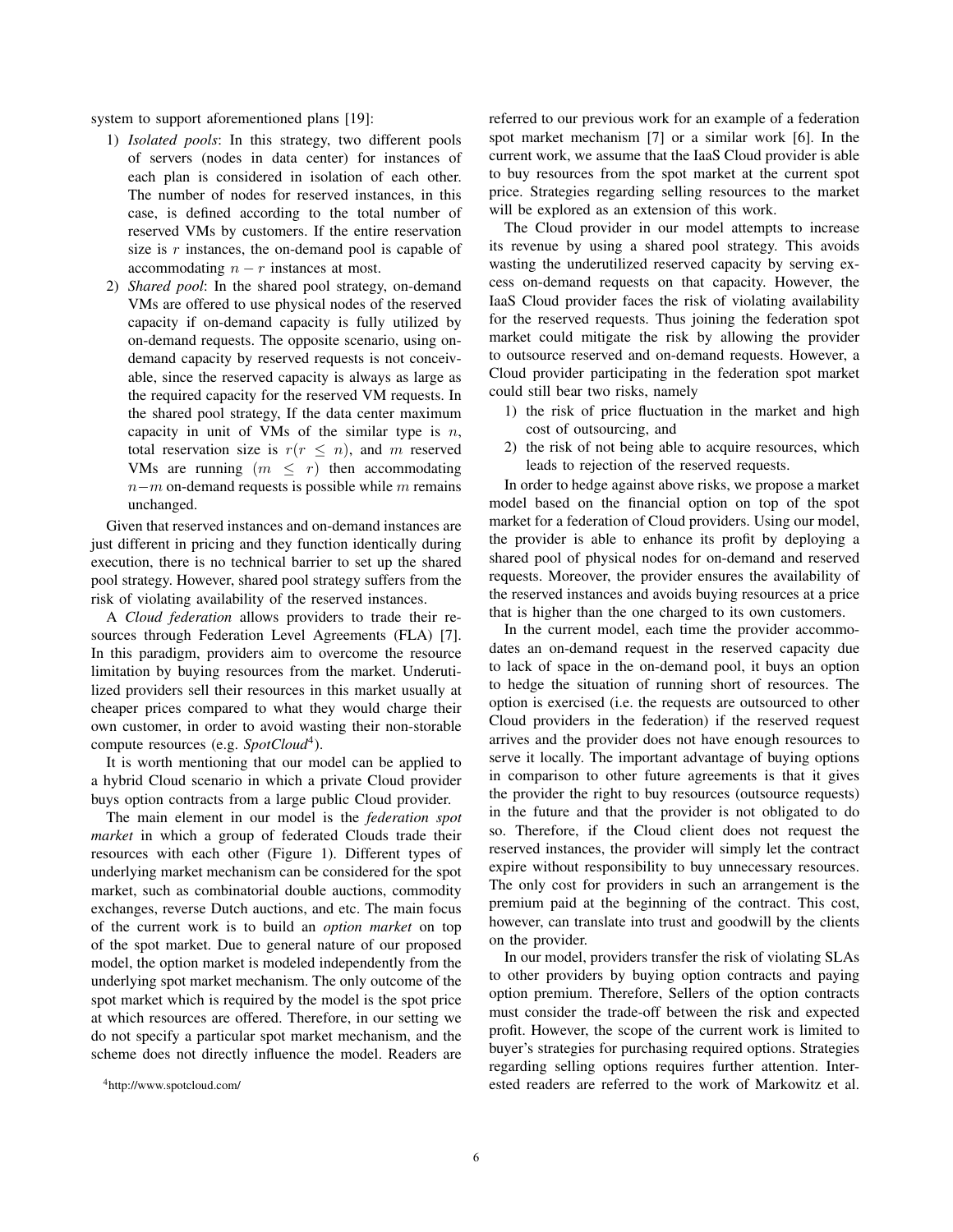system to support aforementioned plans [19]:

1) *Isolated pools*: In this strategy, two different pools of servers (nodes in data center) for instances of each plan is considered in isolation of each other. The number of nodes for reserved instances, in this case, is defined according to the total number of reserved VMs by customers. If the entire reservation size is $r$ instances, the on-demand pool is capable of accommodating $n - r$ instances at most.
2) *Shared pool*: In the shared pool strategy, on-demand VMs are offered to use physical nodes of the reserved capacity if on-demand capacity is fully utilized by on-demand requests. The opposite scenario, using on-demand capacity by reserved requests is not conceivable, since the reserved capacity is always as large as the required capacity for the reserved VM requests. In the shared pool strategy, If the data center maximum capacity in unit of VMs of the similar type is $n$, total reservation size is $r(r \leq n)$, and $m$ reserved VMs are running $(m \leq r)$ then accommodating $n-m$ on-demand requests is possible while $m$ remains unchanged.

Given that reserved instances and on-demand instances are just different in pricing and they function identically during execution, there is no technical barrier to set up the shared pool strategy. However, shared pool strategy suffers from the risk of violating availability of the reserved instances.

A *Cloud federation* allows providers to trade their resources through Federation Level Agreements (FLA) [7]. In this paradigm, providers aim to overcome the resource limitation by buying resources from the market. Underutilized providers sell their resources in this market usually at cheaper prices compared to what they would charge their own customer, in order to avoid wasting their non-storable compute resources (e.g. *SpotCloud*[4]).

It is worth mentioning that our model can be applied to a hybrid Cloud scenario in which a private Cloud provider buys option contracts from a large public Cloud provider.

The main element in our model is the *federation spot market* in which a group of federated Clouds trade their resources with each other (Figure 1). Different types of underlying market mechanism can be considered for the spot market, such as combinatorial double auctions, commodity exchanges, reverse Dutch auctions, and etc. The main focus of the current work is to build an *option market* on top of the spot market. Due to general nature of our proposed model, the option market is modeled independently from the underlying spot market mechanism. The only outcome of the spot market which is required by the model is the spot price at which resources are offered. Therefore, in our setting we do not specify a particular spot market mechanism, and the scheme does not directly influence the model. Readers are referred to our previous work for an example of a federation spot market mechanism [7] or a similar work [6]. In the current work, we assume that the IaaS Cloud provider is able to buy resources from the spot market at the current spot price. Strategies regarding selling resources to the market will be explored as an extension of this work.

[4]http://www.spotcloud.com/

The Cloud provider in our model attempts to increase its revenue by using a shared pool strategy. This avoids wasting the underutilized reserved capacity by serving excess on-demand requests on that capacity. However, the IaaS Cloud provider faces the risk of violating availability for the reserved requests. Thus joining the federation spot market could mitigate the risk by allowing the provider to outsource reserved and on-demand requests. However, a Cloud provider participating in the federation spot market could still bear two risks, namely

1) the risk of price fluctuation in the market and high cost of outsourcing, and
2) the risk of not being able to acquire resources, which leads to rejection of the reserved requests.

In order to hedge against above risks, we propose a market model based on the financial option on top of the spot market for a federation of Cloud providers. Using our model, the provider is able to enhance its profit by deploying a shared pool of physical nodes for on-demand and reserved requests. Moreover, the provider ensures the availability of the reserved instances and avoids buying resources at a price that is higher than the one charged to its own customers.

In the current model, each time the provider accommodates an on-demand request in the reserved capacity due to lack of space in the on-demand pool, it buys an option to hedge the situation of running short of resources. The option is exercised (i.e. the requests are outsourced to other Cloud providers in the federation) if the reserved request arrives and the provider does not have enough resources to serve it locally. The important advantage of buying options in comparison to other future agreements is that it gives the provider the right to buy resources (outsource requests) in the future and that the provider is not obligated to do so. Therefore, if the Cloud client does not request the reserved instances, the provider will simply let the contract expire without responsibility to buy unnecessary resources. The only cost for providers in such an arrangement is the premium paid at the beginning of the contract. This cost, however, can translate into trust and goodwill by the clients on the provider.

In our model, providers transfer the risk of violating SLAs to other providers by buying option contracts and paying option premium. Therefore, Sellers of the option contracts must consider the trade-off between the risk and expected profit. However, the scope of the current work is limited to buyer's strategies for purchasing required options. Strategies regarding selling options requires further attention. Interested readers are referred to the work of Markowitz et al.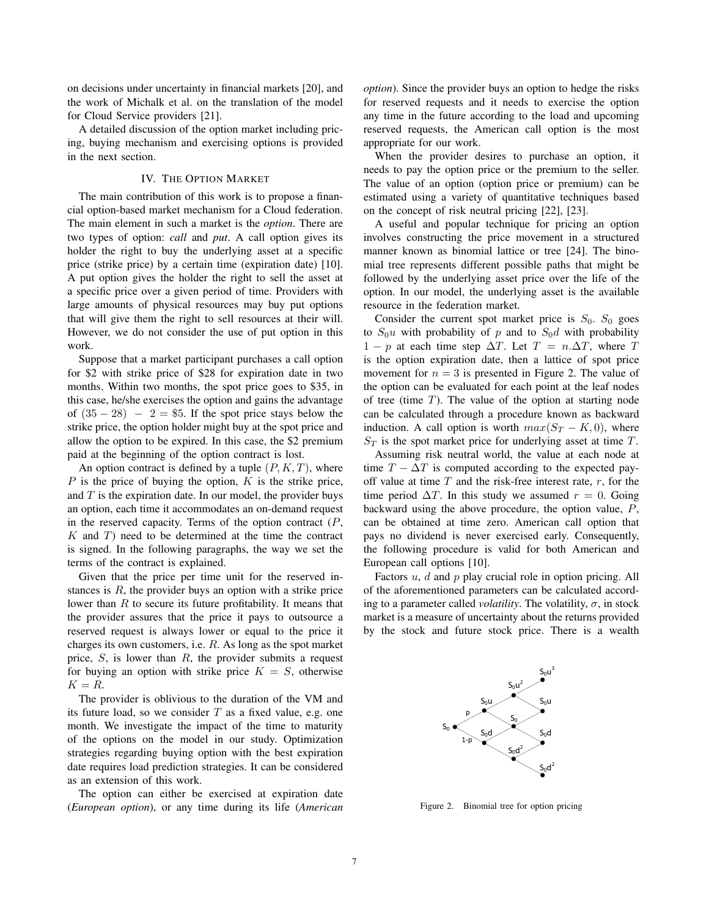on decisions under uncertainty in financial markets [20], and the work of Michalk et al. on the translation of the model for Cloud Service providers [21].

A detailed discussion of the option market including pricing, buying mechanism and exercising options is provided in the next section.

## IV. The Option Market

The main contribution of this work is to propose a financial option-based market mechanism for a Cloud federation. The main element in such a market is the *option*. There are two types of option: *call* and *put*. A call option gives its holder the right to buy the underlying asset at a specific price (strike price) by a certain time (expiration date) [10]. A put option gives the holder the right to sell the asset at a specific price over a given period of time. Providers with large amounts of physical resources may buy put options that will give them the right to sell resources at their will. However, we do not consider the use of put option in this work.

Suppose that a market participant purchases a call option for \$2 with strike price of \$28 for expiration date in two months. Within two months, the spot price goes to \$35, in this case, he/she exercises the option and gains the advantage of $(35 - 28) - 2 = \$5$. If the spot price stays below the strike price, the option holder might buy at the spot price and allow the option to be expired. In this case, the \$2 premium paid at the beginning of the option contract is lost.

An option contract is defined by a tuple $(P, K, T)$, where $P$ is the price of buying the option, $K$ is the strike price, and $T$ is the expiration date. In our model, the provider buys an option, each time it accommodates an on-demand request in the reserved capacity. Terms of the option contract ($P$, $K$ and $T$) need to be determined at the time the contract is signed. In the following paragraphs, the way we set the terms of the contract is explained.

Given that the price per time unit for the reserved instances is $R$, the provider buys an option with a strike price lower than $R$ to secure its future profitability. It means that the provider assures that the price it pays to outsource a reserved request is always lower or equal to the price it charges its own customers, i.e. $R$. As long as the spot market price, $S$, is lower than $R$, the provider submits a request for buying an option with strike price $K = S$, otherwise $K = R$.

The provider is oblivious to the duration of the VM and its future load, so we consider $T$ as a fixed value, e.g. one month. We investigate the impact of the time to maturity of the options on the model in our study. Optimization strategies regarding buying option with the best expiration date requires load prediction strategies. It can be considered as an extension of this work.

The option can either be exercised at expiration date (*European option*), or any time during its life (*American option*). Since the provider buys an option to hedge the risks for reserved requests and it needs to exercise the option any time in the future according to the load and upcoming reserved requests, the American call option is the most appropriate for our work.

When the provider desires to purchase an option, it needs to pay the option price or the premium to the seller. The value of an option (option price or premium) can be estimated using a variety of quantitative techniques based on the concept of risk neutral pricing [22], [23].

A useful and popular technique for pricing an option involves constructing the price movement in a structured manner known as binomial lattice or tree [24]. The binomial tree represents different possible paths that might be followed by the underlying asset price over the life of the option. In our model, the underlying asset is the available resource in the federation market.

Consider the current spot market price is $S_0$. $S_0$ goes to $S_0u$ with probability of $p$ and to $S_0d$ with probability $1 - p$ at each time step $\Delta T$. Let $T = n.\Delta T$, where $T$ is the option expiration date, then a lattice of spot price movement for $n = 3$ is presented in Figure 2. The value of the option can be evaluated for each point at the leaf nodes of tree (time $T$). The value of the option at starting node can be calculated through a procedure known as backward induction. A call option is worth $max(S_T - K, 0)$, where $S_T$ is the spot market price for underlying asset at time $T$.

Assuming risk neutral world, the value at each node at time $T - \Delta T$ is computed according to the expected payoff value at time $T$ and the risk-free interest rate, $r$, for the time period $\Delta T$. In this study we assumed $r = 0$. Going backward using the above procedure, the option value, $P$, can be obtained at time zero. American call option that pays no dividend is never exercised early. Consequently, the following procedure is valid for both American and European call options [10].

Factors $u$, $d$ and $p$ play crucial role in option pricing. All of the aforementioned parameters can be calculated according to a parameter called *volatility*. The volatility, $\sigma$, in stock market is a measure of uncertainty about the returns provided by the stock and future stock price. There is a wealth

$S_0u^3$
$S_0u^2$
$S_0u$
$S_0u$
p
$S_0$
$S_0$
$S_0d$
$S_0d$
1-p
$S_0d^2$
$S_0d^2$

Figure 2. Binomial tree for option pricing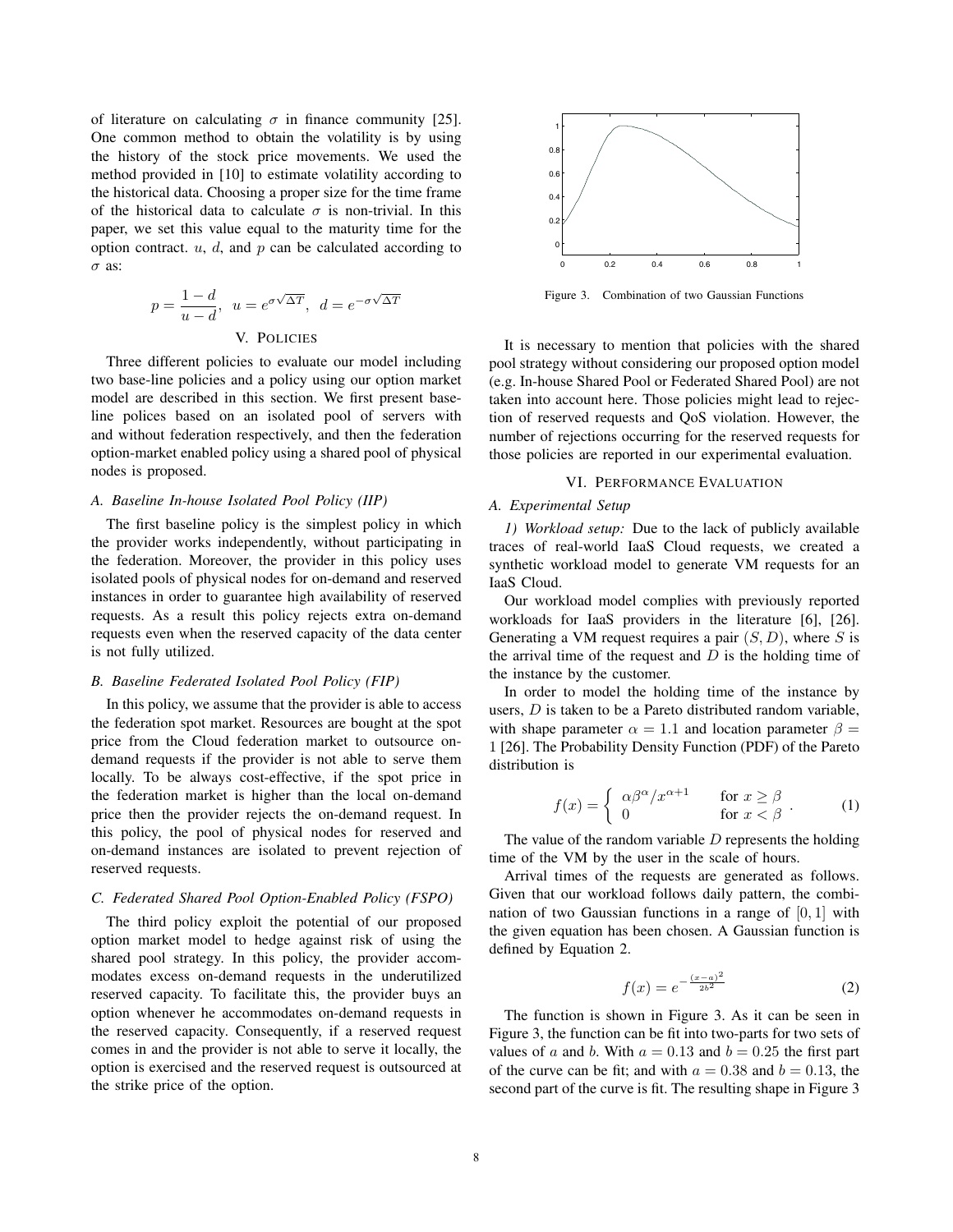of literature on calculating $\sigma$ in finance community [25]. One common method to obtain the volatility is by using the history of the stock price movements. We used the method provided in [10] to estimate volatility according to the historical data. Choosing a proper size for the time frame of the historical data to calculate $\sigma$ is non-trivial. In this paper, we set this value equal to the maturity time for the option contract. $u$, $d$, and $p$ can be calculated according to $\sigma$ as:

$$p = \frac{1-d}{u-d}, \;\; u = e^{\sigma\sqrt{\Delta T}}, \;\; d = e^{-\sigma\sqrt{\Delta T}}$$

## V. Policies

Three different policies to evaluate our model including two base-line policies and a policy using our option market model are described in this section. We first present baseline polices based on an isolated pool of servers with and without federation respectively, and then the federation option-market enabled policy using a shared pool of physical nodes is proposed.

### A. Baseline In-house Isolated Pool Policy (IIP)

The first baseline policy is the simplest policy in which the provider works independently, without participating in the federation. Moreover, the provider in this policy uses isolated pools of physical nodes for on-demand and reserved instances in order to guarantee high availability of reserved requests. As a result this policy rejects extra on-demand requests even when the reserved capacity of the data center is not fully utilized.

### B. Baseline Federated Isolated Pool Policy (FIP)

In this policy, we assume that the provider is able to access the federation spot market. Resources are bought at the spot price from the Cloud federation market to outsource on-demand requests if the provider is not able to serve them locally. To be always cost-effective, if the spot price in the federation market is higher than the local on-demand price then the provider rejects the on-demand request. In this policy, the pool of physical nodes for reserved and on-demand instances are isolated to prevent rejection of reserved requests.

### C. Federated Shared Pool Option-Enabled Policy (FSPO)

The third policy exploit the potential of our proposed option market model to hedge against risk of using the shared pool strategy. In this policy, the provider accommodates excess on-demand requests in the underutilized reserved capacity. To facilitate this, the provider buys an option whenever he accommodates on-demand requests in the reserved capacity. Consequently, if a reserved request comes in and the provider is not able to serve it locally, the option is exercised and the reserved request is outsourced at the strike price of the option.

Figure 3. Combination of two Gaussian Functions

It is necessary to mention that policies with the shared pool strategy without considering our proposed option model (e.g. In-house Shared Pool or Federated Shared Pool) are not taken into account here. Those policies might lead to rejection of reserved requests and QoS violation. However, the number of rejections occurring for the reserved requests for those policies are reported in our experimental evaluation.

## VI. Performance Evaluation

### A. Experimental Setup

*1) Workload setup:* Due to the lack of publicly available traces of real-world IaaS Cloud requests, we created a synthetic workload model to generate VM requests for an IaaS Cloud.

Our workload model complies with previously reported workloads for IaaS providers in the literature [6], [26]. Generating a VM request requires a pair $(S, D)$, where $S$ is the arrival time of the request and $D$ is the holding time of the instance by the customer.

In order to model the holding time of the instance by users, $D$ is taken to be a Pareto distributed random variable, with shape parameter $\alpha = 1.1$ and location parameter $\beta = 1$ [26]. The Probability Density Function (PDF) of the Pareto distribution is

$$f(x) = \begin{cases} \alpha\beta^{\alpha}/x^{\alpha+1} & \text{for } x \geq \beta \\ 0 & \text{for } x < \beta \end{cases}. \tag{1}$$

The value of the random variable $D$ represents the holding time of the VM by the user in the scale of hours.

Arrival times of the requests are generated as follows. Given that our workload follows daily pattern, the combination of two Gaussian functions in a range of $[0, 1]$ with the given equation has been chosen. A Gaussian function is defined by Equation 2.

$$f(x) = e^{-\frac{(x-a)^2}{2b^2}} \tag{2}$$

The function is shown in Figure 3. As it can be seen in Figure 3, the function can be fit into two-parts for two sets of values of $a$ and $b$. With $a = 0.13$ and $b = 0.25$ the first part of the curve can be fit; and with $a = 0.38$ and $b = 0.13$, the second part of the curve is fit. The resulting shape in Figure 3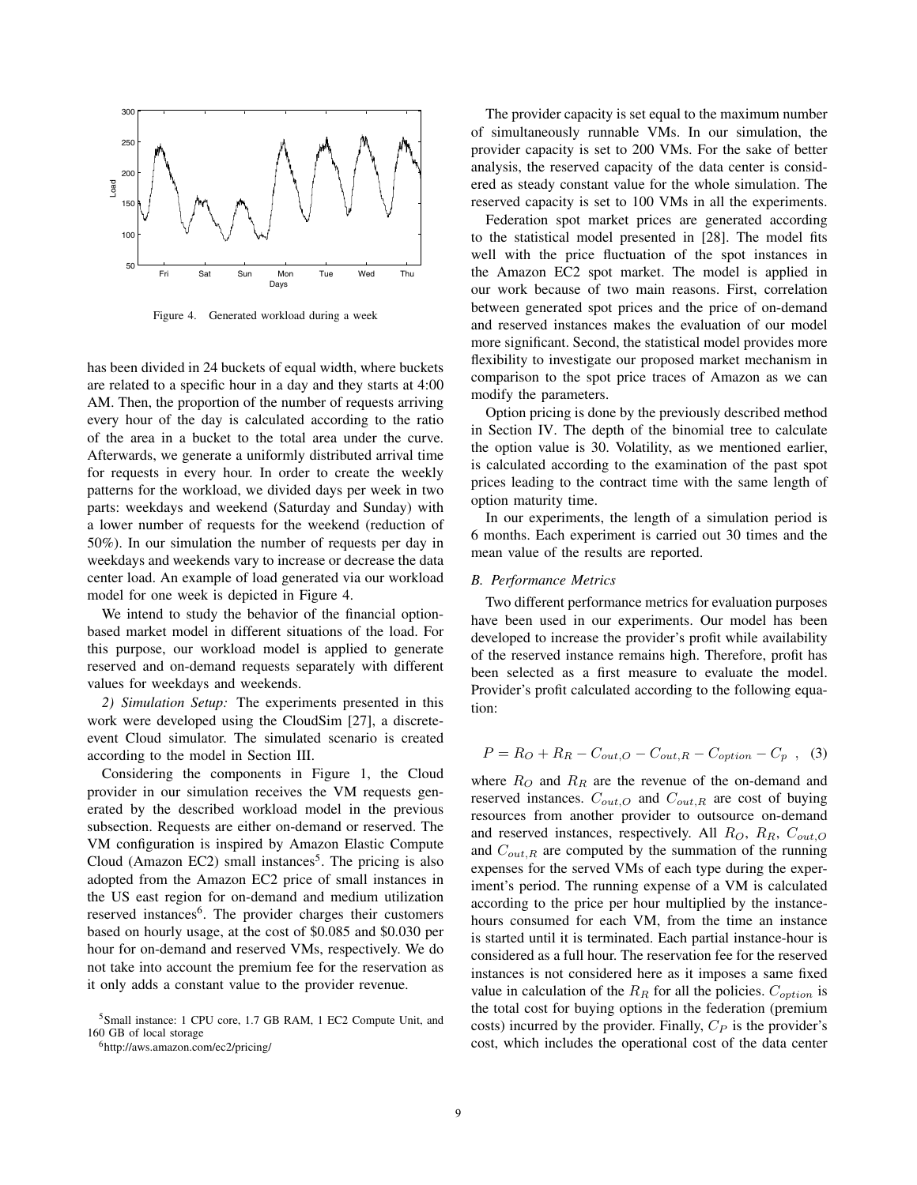Figure 4. Generated workload during a week

has been divided in 24 buckets of equal width, where buckets are related to a specific hour in a day and they starts at 4:00 AM. Then, the proportion of the number of requests arriving every hour of the day is calculated according to the ratio of the area in a bucket to the total area under the curve. Afterwards, we generate a uniformly distributed arrival time for requests in every hour. In order to create the weekly patterns for the workload, we divided days per week in two parts: weekdays and weekend (Saturday and Sunday) with a lower number of requests for the weekend (reduction of 50%). In our simulation the number of requests per day in weekdays and weekends vary to increase or decrease the data center load. An example of load generated via our workload model for one week is depicted in Figure 4.

We intend to study the behavior of the financial option-based market model in different situations of the load. For this purpose, our workload model is applied to generate reserved and on-demand requests separately with different values for weekdays and weekends.

*2) Simulation Setup:* The experiments presented in this work were developed using the CloudSim [27], a discrete-event Cloud simulator. The simulated scenario is created according to the model in Section III.

Considering the components in Figure 1, the Cloud provider in our simulation receives the VM requests generated by the described workload model in the previous subsection. Requests are either on-demand or reserved. The VM configuration is inspired by Amazon Elastic Compute Cloud (Amazon EC2) small instances[5]. The pricing is also adopted from the Amazon EC2 price of small instances in the US east region for on-demand and medium utilization reserved instances[6]. The provider charges their customers based on hourly usage, at the cost of \$0.085 and \$0.030 per hour for on-demand and reserved VMs, respectively. We do not take into account the premium fee for the reservation as it only adds a constant value to the provider revenue.

[5]Small instance: 1 CPU core, 1.7 GB RAM, 1 EC2 Compute Unit, and 160 GB of local storage

[6]http://aws.amazon.com/ec2/pricing/

The provider capacity is set equal to the maximum number of simultaneously runnable VMs. In our simulation, the provider capacity is set to 200 VMs. For the sake of better analysis, the reserved capacity of the data center is considered as steady constant value for the whole simulation. The reserved capacity is set to 100 VMs in all the experiments.

Federation spot market prices are generated according to the statistical model presented in [28]. The model fits well with the price fluctuation of the spot instances in the Amazon EC2 spot market. The model is applied in our work because of two main reasons. First, correlation between generated spot prices and the price of on-demand and reserved instances makes the evaluation of our model more significant. Second, the statistical model provides more flexibility to investigate our proposed market mechanism in comparison to the spot price traces of Amazon as we can modify the parameters.

Option pricing is done by the previously described method in Section IV. The depth of the binomial tree to calculate the option value is 30. Volatility, as we mentioned earlier, is calculated according to the examination of the past spot prices leading to the contract time with the same length of option maturity time.

In our experiments, the length of a simulation period is 6 months. Each experiment is carried out 30 times and the mean value of the results are reported.

### *B. Performance Metrics*

Two different performance metrics for evaluation purposes have been used in our experiments. Our model has been developed to increase the provider's profit while availability of the reserved instance remains high. Therefore, profit has been selected as a first measure to evaluate the model. Provider's profit calculated according to the following equation:

$$P = R_O + R_R - C_{out,O} - C_{out,R} - C_{option} - C_p \ , \quad (3)$$

where $R_O$ and $R_R$ are the revenue of the on-demand and reserved instances. $C_{out,O}$ and $C_{out,R}$ are cost of buying resources from another provider to outsource on-demand and reserved instances, respectively. All $R_O$, $R_R$, $C_{out,O}$ and $C_{out,R}$ are computed by the summation of the running expenses for the served VMs of each type during the experiment's period. The running expense of a VM is calculated according to the price per hour multiplied by the instance-hours consumed for each VM, from the time an instance is started until it is terminated. Each partial instance-hour is considered as a full hour. The reservation fee for the reserved instances is not considered here as it imposes a same fixed value in calculation of the $R_R$ for all the policies. $C_{option}$ is the total cost for buying options in the federation (premium costs) incurred by the provider. Finally, $C_P$ is the provider's cost, which includes the operational cost of the data center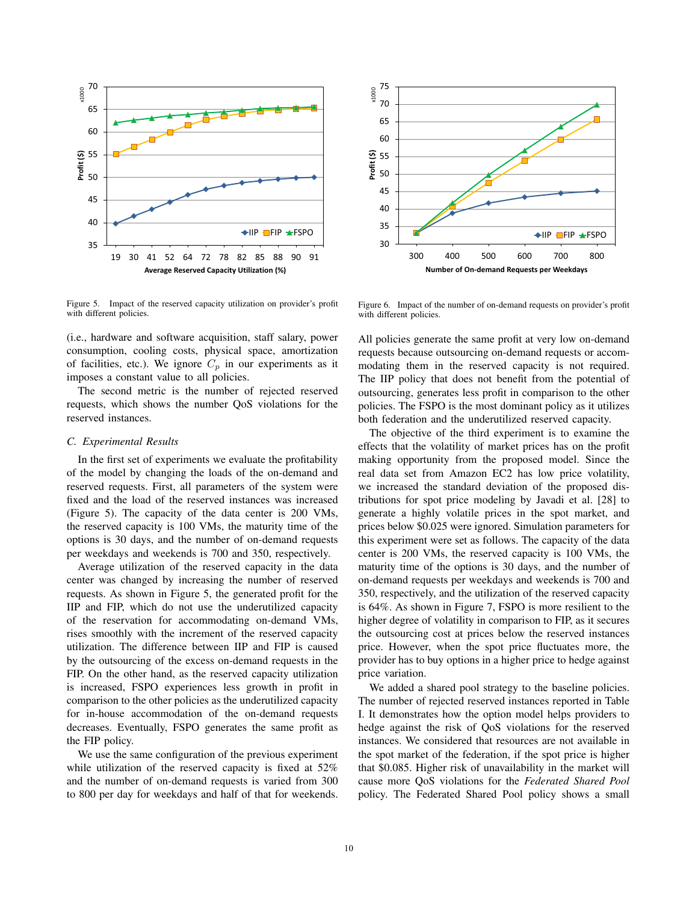Figure 5. Impact of the reserved capacity utilization on provider's profit with different policies.

Figure 6. Impact of the number of on-demand requests on provider's profit with different policies.

(i.e., hardware and software acquisition, staff salary, power consumption, cooling costs, physical space, amortization of facilities, etc.). We ignore $C_p$ in our experiments as it imposes a constant value to all policies.

The second metric is the number of rejected reserved requests, which shows the number QoS violations for the reserved instances.

### C. Experimental Results

In the first set of experiments we evaluate the profitability of the model by changing the loads of the on-demand and reserved requests. First, all parameters of the system were fixed and the load of the reserved instances was increased (Figure 5). The capacity of the data center is 200 VMs, the reserved capacity is 100 VMs, the maturity time of the options is 30 days, and the number of on-demand requests per weekdays and weekends is 700 and 350, respectively.

Average utilization of the reserved capacity in the data center was changed by increasing the number of reserved requests. As shown in Figure 5, the generated profit for the IIP and FIP, which do not use the underutilized capacity of the reservation for accommodating on-demand VMs, rises smoothly with the increment of the reserved capacity utilization. The difference between IIP and FIP is caused by the outsourcing of the excess on-demand requests in the FIP. On the other hand, as the reserved capacity utilization is increased, FSPO experiences less growth in profit in comparison to the other policies as the underutilized capacity for in-house accommodation of the on-demand requests decreases. Eventually, FSPO generates the same profit as the FIP policy.

We use the same configuration of the previous experiment while utilization of the reserved capacity is fixed at 52% and the number of on-demand requests is varied from 300 to 800 per day for weekdays and half of that for weekends. All policies generate the same profit at very low on-demand requests because outsourcing on-demand requests or accommodating them in the reserved capacity is not required. The IIP policy that does not benefit from the potential of outsourcing, generates less profit in comparison to the other policies. The FSPO is the most dominant policy as it utilizes both federation and the underutilized reserved capacity.

The objective of the third experiment is to examine the effects that the volatility of market prices has on the profit making opportunity from the proposed model. Since the real data set from Amazon EC2 has low price volatility, we increased the standard deviation of the proposed distributions for spot price modeling by Javadi et al. [28] to generate a highly volatile prices in the spot market, and prices below $0.025 were ignored. Simulation parameters for this experiment were set as follows. The capacity of the data center is 200 VMs, the reserved capacity is 100 VMs, the maturity time of the options is 30 days, and the number of on-demand requests per weekdays and weekends is 700 and 350, respectively, and the utilization of the reserved capacity is 64%. As shown in Figure 7, FSPO is more resilient to the higher degree of volatility in comparison to FIP, as it secures the outsourcing cost at prices below the reserved instances price. However, when the spot price fluctuates more, the provider has to buy options in a higher price to hedge against price variation.

We added a shared pool strategy to the baseline policies. The number of rejected reserved instances reported in Table I. It demonstrates how the option model helps providers to hedge against the risk of QoS violations for the reserved instances. We considered that resources are not available in the spot market of the federation, if the spot price is higher that $0.085. Higher risk of unavailability in the market will cause more QoS violations for the *Federated Shared Pool* policy. The Federated Shared Pool policy shows a small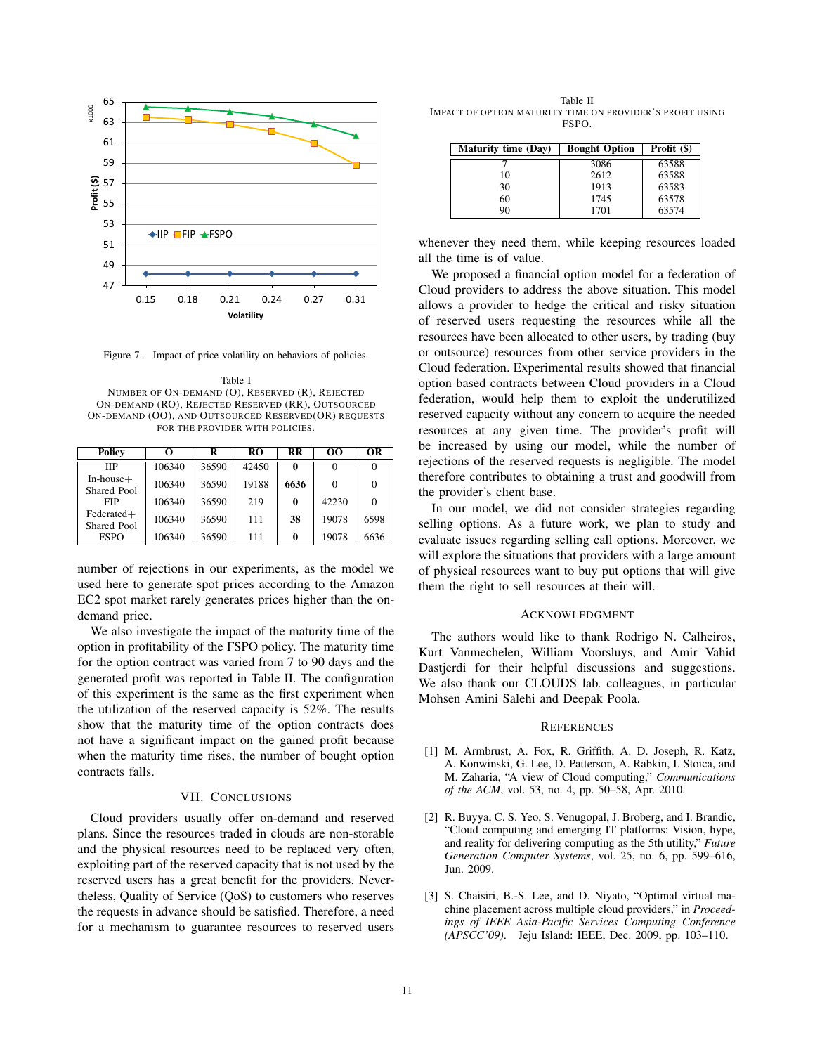Figure 7. Impact of price volatility on behaviors of policies.

Table I
NUMBER OF ON-DEMAND (O), RESERVED (R), REJECTED ON-DEMAND (RO), REJECTED RESERVED (RR), OUTSOURCED ON-DEMAND (OO), AND OUTSOURCED RESERVED(OR) REQUESTS FOR THE PROVIDER WITH POLICIES.

| Policy | O | R | RO | RR | OO | OR |
|---|---|---|---|---|---|---|
| IIP | 106340 | 36590 | 42450 | **0** | 0 | 0 |
| In-house+ Shared Pool | 106340 | 36590 | 19188 | **6636** | 0 | 0 |
| FIP | 106340 | 36590 | 219 | **0** | 42230 | 0 |
| Federated+ Shared Pool | 106340 | 36590 | 111 | **38** | 19078 | 6598 |
| FSPO | 106340 | 36590 | 111 | **0** | 19078 | 6636 |

number of rejections in our experiments, as the model we used here to generate spot prices according to the Amazon EC2 spot market rarely generates prices higher than the on-demand price.

We also investigate the impact of the maturity time of the option in profitability of the FSPO policy. The maturity time for the option contract was varied from 7 to 90 days and the generated profit was reported in Table II. The configuration of this experiment is the same as the first experiment when the utilization of the reserved capacity is 52%. The results show that the maturity time of the option contracts does not have a significant impact on the gained profit because when the maturity time rises, the number of bought option contracts falls.

## VII. CONCLUSIONS

Cloud providers usually offer on-demand and reserved plans. Since the resources traded in clouds are non-storable and the physical resources need to be replaced very often, exploiting part of the reserved capacity that is not used by the reserved users has a great benefit for the providers. Nevertheless, Quality of Service (QoS) to customers who reserves the requests in advance should be satisfied. Therefore, a need for a mechanism to guarantee resources to reserved users

Table II
IMPACT OF OPTION MATURITY TIME ON PROVIDER'S PROFIT USING FSPO.

| Maturity time (Day) | Bought Option | Profit ($) |
|---|---|---|
| 7 | 3086 | 63588 |
| 10 | 2612 | 63588 |
| 30 | 1913 | 63583 |
| 60 | 1745 | 63578 |
| 90 | 1701 | 63574 |

whenever they need them, while keeping resources loaded all the time is of value.

We proposed a financial option model for a federation of Cloud providers to address the above situation. This model allows a provider to hedge the critical and risky situation of reserved users requesting the resources while all the resources have been allocated to other users, by trading (buy or outsource) resources from other service providers in the Cloud federation. Experimental results showed that financial option based contracts between Cloud providers in a Cloud federation, would help them to exploit the underutilized reserved capacity without any concern to acquire the needed resources at any given time. The provider's profit will be increased by using our model, while the number of rejections of the reserved requests is negligible. The model therefore contributes to obtaining a trust and goodwill from the provider's client base.

In our model, we did not consider strategies regarding selling options. As a future work, we plan to study and evaluate issues regarding selling call options. Moreover, we will explore the situations that providers with a large amount of physical resources want to buy put options that will give them the right to sell resources at their will.

## ACKNOWLEDGMENT

The authors would like to thank Rodrigo N. Calheiros, Kurt Vanmechelen, William Voorsluys, and Amir Vahid Dastjerdi for their helpful discussions and suggestions. We also thank our CLOUDS lab. colleagues, in particular Mohsen Amini Salehi and Deepak Poola.

## REFERENCES

[1] M. Armbrust, A. Fox, R. Griffith, A. D. Joseph, R. Katz, A. Konwinski, G. Lee, D. Patterson, A. Rabkin, I. Stoica, and M. Zaharia, "A view of Cloud computing," *Communications of the ACM*, vol. 53, no. 4, pp. 50–58, Apr. 2010.

[2] R. Buyya, C. S. Yeo, S. Venugopal, J. Broberg, and I. Brandic, "Cloud computing and emerging IT platforms: Vision, hype, and reality for delivering computing as the 5th utility," *Future Generation Computer Systems*, vol. 25, no. 6, pp. 599–616, Jun. 2009.

[3] S. Chaisiri, B.-S. Lee, and D. Niyato, "Optimal virtual machine placement across multiple cloud providers," in *Proceedings of IEEE Asia-Pacific Services Computing Conference (APSCC'09)*. Jeju Island: IEEE, Dec. 2009, pp. 103–110.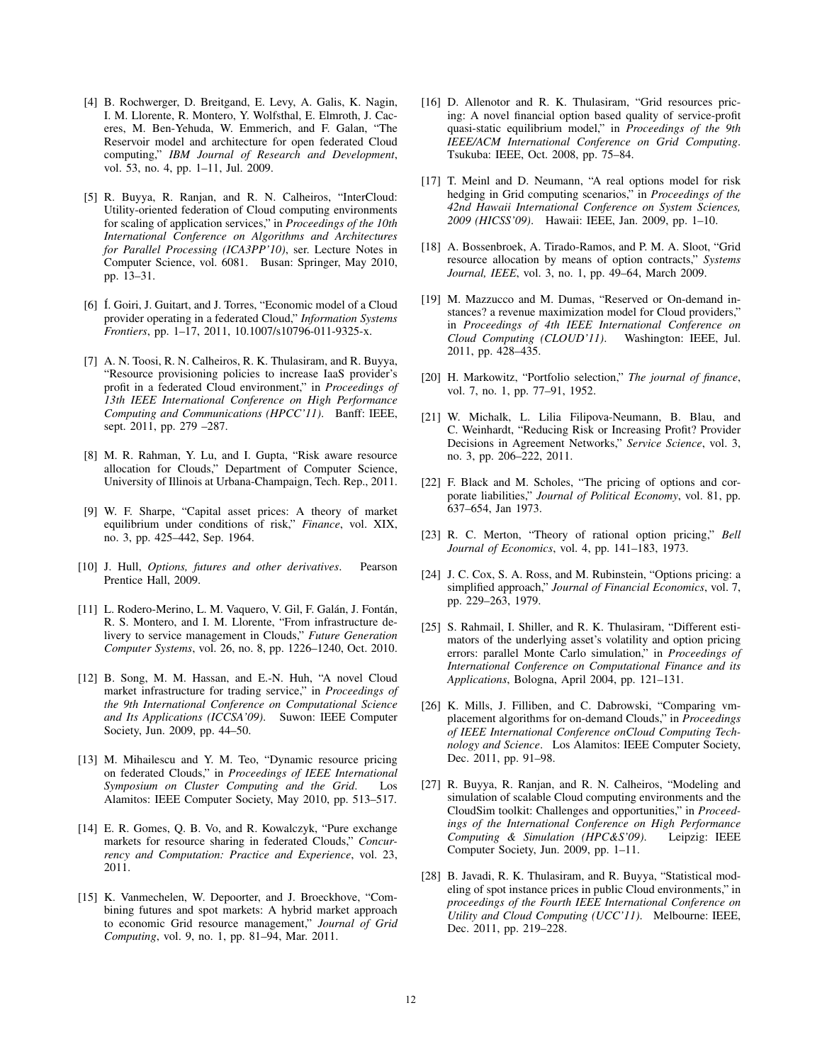[4] B. Rochwerger, D. Breitgand, E. Levy, A. Galis, K. Nagin, I. M. Llorente, R. Montero, Y. Wolfsthal, E. Elmroth, J. Caceres, M. Ben-Yehuda, W. Emmerich, and F. Galan, "The Reservoir model and architecture for open federated Cloud computing," *IBM Journal of Research and Development*, vol. 53, no. 4, pp. 1–11, Jul. 2009.

[5] R. Buyya, R. Ranjan, and R. N. Calheiros, "InterCloud: Utility-oriented federation of Cloud computing environments for scaling of application services," in *Proceedings of the 10th International Conference on Algorithms and Architectures for Parallel Processing (ICA3PP'10)*, ser. Lecture Notes in Computer Science, vol. 6081. Busan: Springer, May 2010, pp. 13–31.

[6] Í. Goiri, J. Guitart, and J. Torres, "Economic model of a Cloud provider operating in a federated Cloud," *Information Systems Frontiers*, pp. 1–17, 2011, 10.1007/s10796-011-9325-x.

[7] A. N. Toosi, R. N. Calheiros, R. K. Thulasiram, and R. Buyya, "Resource provisioning policies to increase IaaS provider's profit in a federated Cloud environment," in *Proceedings of 13th IEEE International Conference on High Performance Computing and Communications (HPCC'11)*. Banff: IEEE, sept. 2011, pp. 279 –287.

[8] M. R. Rahman, Y. Lu, and I. Gupta, "Risk aware resource allocation for Clouds," Department of Computer Science, University of Illinois at Urbana-Champaign, Tech. Rep., 2011.

[9] W. F. Sharpe, "Capital asset prices: A theory of market equilibrium under conditions of risk," *Finance*, vol. XIX, no. 3, pp. 425–442, Sep. 1964.

[10] J. Hull, *Options, futures and other derivatives*. Pearson Prentice Hall, 2009.

[11] L. Rodero-Merino, L. M. Vaquero, V. Gil, F. Galán, J. Fontán, R. S. Montero, and I. M. Llorente, "From infrastructure delivery to service management in Clouds," *Future Generation Computer Systems*, vol. 26, no. 8, pp. 1226–1240, Oct. 2010.

[12] B. Song, M. M. Hassan, and E.-N. Huh, "A novel Cloud market infrastructure for trading service," in *Proceedings of the 9th International Conference on Computational Science and Its Applications (ICCSA'09)*. Suwon: IEEE Computer Society, Jun. 2009, pp. 44–50.

[13] M. Mihailescu and Y. M. Teo, "Dynamic resource pricing on federated Clouds," in *Proceedings of IEEE International Symposium on Cluster Computing and the Grid*. Los Alamitos: IEEE Computer Society, May 2010, pp. 513–517.

[14] E. R. Gomes, Q. B. Vo, and R. Kowalczyk, "Pure exchange markets for resource sharing in federated Clouds," *Concurrency and Computation: Practice and Experience*, vol. 23, 2011.

[15] K. Vanmechelen, W. Depoorter, and J. Broeckhove, "Combining futures and spot markets: A hybrid market approach to economic Grid resource management," *Journal of Grid Computing*, vol. 9, no. 1, pp. 81–94, Mar. 2011.

[16] D. Allenotor and R. K. Thulasiram, "Grid resources pricing: A novel financial option based quality of service-profit quasi-static equilibrium model," in *Proceedings of the 9th IEEE/ACM International Conference on Grid Computing*. Tsukuba: IEEE, Oct. 2008, pp. 75–84.

[17] T. Meinl and D. Neumann, "A real options model for risk hedging in Grid computing scenarios," in *Proceedings of the 42nd Hawaii International Conference on System Sciences, 2009 (HICSS'09)*. Hawaii: IEEE, Jan. 2009, pp. 1–10.

[18] A. Bossenbroek, A. Tirado-Ramos, and P. M. A. Sloot, "Grid resource allocation by means of option contracts," *Systems Journal, IEEE*, vol. 3, no. 1, pp. 49–64, March 2009.

[19] M. Mazzucco and M. Dumas, "Reserved or On-demand instances? a revenue maximization model for Cloud providers," in *Proceedings of 4th IEEE International Conference on Cloud Computing (CLOUD'11)*. Washington: IEEE, Jul. 2011, pp. 428–435.

[20] H. Markowitz, "Portfolio selection," *The journal of finance*, vol. 7, no. 1, pp. 77–91, 1952.

[21] W. Michalk, L. Lilia Filipova-Neumann, B. Blau, and C. Weinhardt, "Reducing Risk or Increasing Profit? Provider Decisions in Agreement Networks," *Service Science*, vol. 3, no. 3, pp. 206–222, 2011.

[22] F. Black and M. Scholes, "The pricing of options and corporate liabilities," *Journal of Political Economy*, vol. 81, pp. 637–654, Jan 1973.

[23] R. C. Merton, "Theory of rational option pricing," *Bell Journal of Economics*, vol. 4, pp. 141–183, 1973.

[24] J. C. Cox, S. A. Ross, and M. Rubinstein, "Options pricing: a simplified approach," *Journal of Financial Economics*, vol. 7, pp. 229–263, 1979.

[25] S. Rahmail, I. Shiller, and R. K. Thulasiram, "Different estimators of the underlying asset's volatility and option pricing errors: parallel Monte Carlo simulation," in *Proceedings of International Conference on Computational Finance and its Applications*, Bologna, April 2004, pp. 121–131.

[26] K. Mills, J. Filliben, and C. Dabrowski, "Comparing vm-placement algorithms for on-demand Clouds," in *Proceedings of IEEE International Conference onCloud Computing Technology and Science*. Los Alamitos: IEEE Computer Society, Dec. 2011, pp. 91–98.

[27] R. Buyya, R. Ranjan, and R. N. Calheiros, "Modeling and simulation of scalable Cloud computing environments and the CloudSim toolkit: Challenges and opportunities," in *Proceedings of the International Conference on High Performance Computing & Simulation (HPC&S'09)*. Leipzig: IEEE Computer Society, Jun. 2009, pp. 1–11.

[28] B. Javadi, R. K. Thulasiram, and R. Buyya, "Statistical modeling of spot instance prices in public Cloud environments," in *proceedings of the Fourth IEEE International Conference on Utility and Cloud Computing (UCC'11)*. Melbourne: IEEE, Dec. 2011, pp. 219–228.